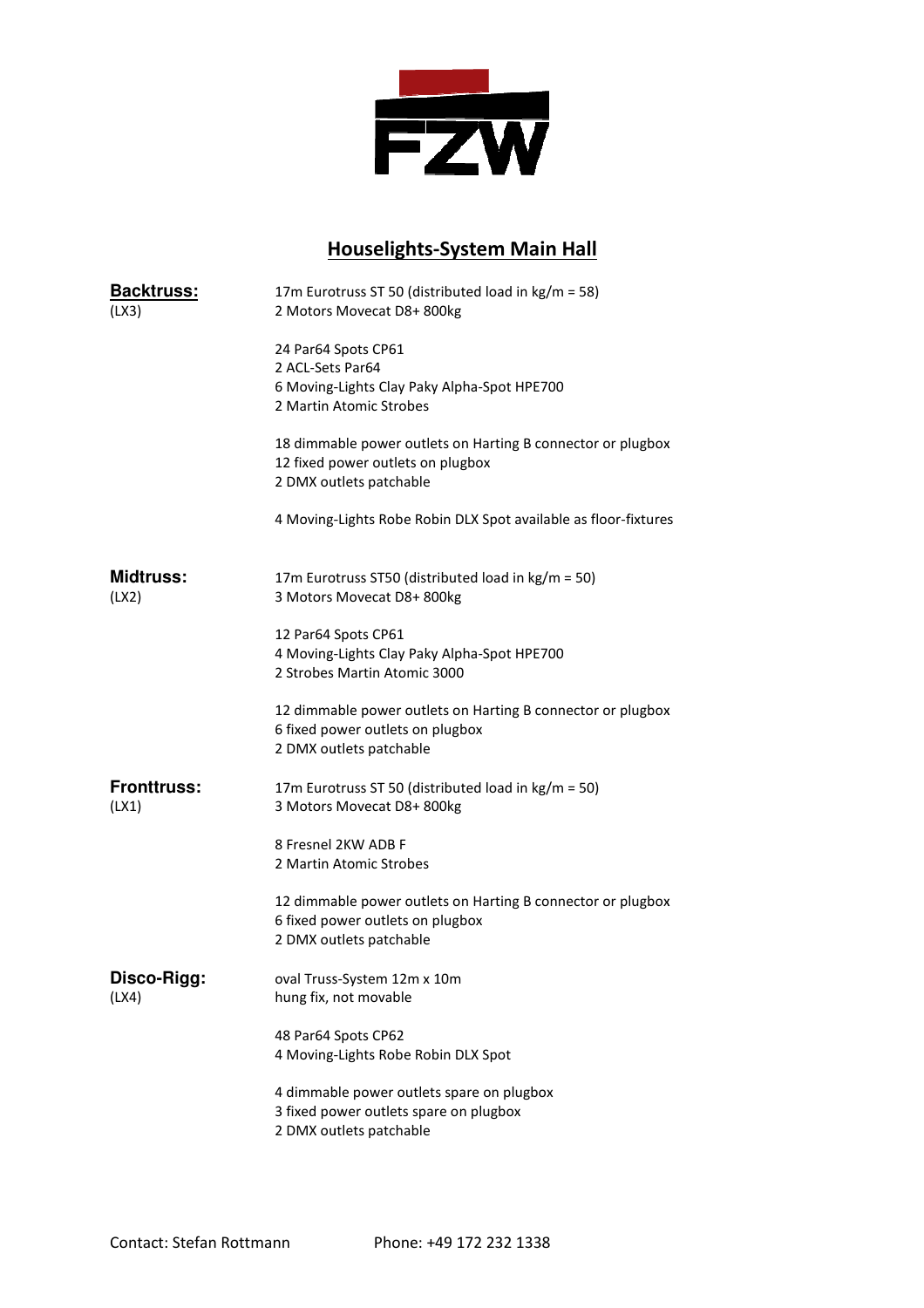FZW

## Houselights-System Main Hall

**Backtruss:**
(LX3)

17m Eurotruss ST 50 (distributed load in kg/m = 58)
2 Motors Movecat D8+ 800kg

24 Par64 Spots CP61
2 ACL-Sets Par64
6 Moving-Lights Clay Paky Alpha-Spot HPE700
2 Martin Atomic Strobes

18 dimmable power outlets on Harting B connector or plugbox
12 fixed power outlets on plugbox
2 DMX outlets patchable

4 Moving-Lights Robe Robin DLX Spot available as floor-fixtures

**Midtruss:**
(LX2)

17m Eurotruss ST50 (distributed load in kg/m = 50)
3 Motors Movecat D8+ 800kg

12 Par64 Spots CP61
4 Moving-Lights Clay Paky Alpha-Spot HPE700
2 Strobes Martin Atomic 3000

12 dimmable power outlets on Harting B connector or plugbox
6 fixed power outlets on plugbox
2 DMX outlets patchable

**Fronttruss:**
(LX1)

17m Eurotruss ST 50 (distributed load in kg/m = 50)
3 Motors Movecat D8+ 800kg

8 Fresnel 2KW ADB F
2 Martin Atomic Strobes

12 dimmable power outlets on Harting B connector or plugbox
6 fixed power outlets on plugbox
2 DMX outlets patchable

**Disco-Rigg:**
(LX4)

oval Truss-System 12m x 10m
hung fix, not movable

48 Par64 Spots CP62
4 Moving-Lights Robe Robin DLX Spot

4 dimmable power outlets spare on plugbox
3 fixed power outlets spare on plugbox
2 DMX outlets patchable

Contact: Stefan Rottmann Phone: +49 172 232 1338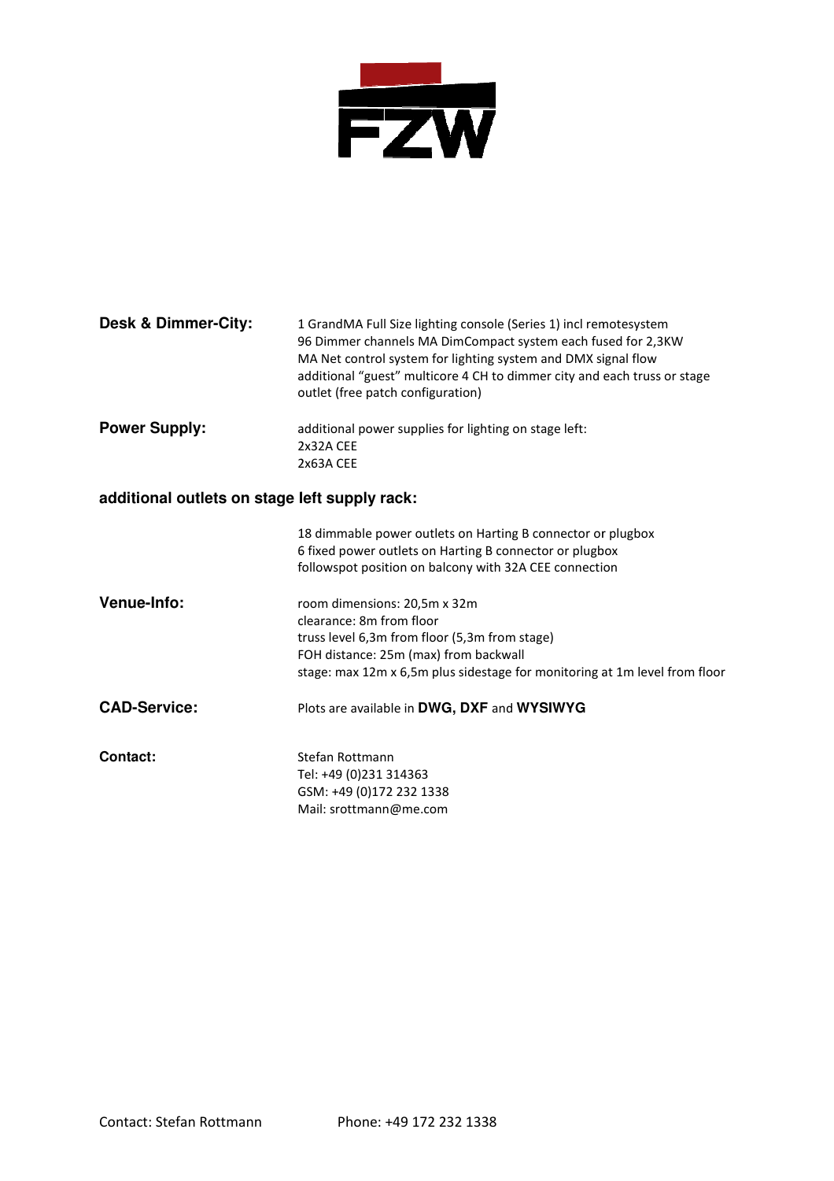**Desk & Dimmer-City:**

1 GrandMA Full Size lighting console (Series 1) incl remotesystem
96 Dimmer channels MA DimCompact system each fused for 2,3KW
MA Net control system for lighting system and DMX signal flow
additional "guest" multicore 4 CH to dimmer city and each truss or stage outlet (free patch configuration)

**Power Supply:**

additional power supplies for lighting on stage left:
2x32A CEE
2x63A CEE

**additional outlets on stage left supply rack:**

18 dimmable power outlets on Harting B connector or plugbox
6 fixed power outlets on Harting B connector or plugbox
followspot position on balcony with 32A CEE connection

**Venue-Info:**

room dimensions: 20,5m x 32m
clearance: 8m from floor
truss level 6,3m from floor (5,3m from stage)
FOH distance: 25m (max) from backwall
stage: max 12m x 6,5m plus sidestage for monitoring at 1m level from floor

**CAD-Service:**

Plots are available in **DWG, DXF** and **WYSIWYG**

**Contact:**

Stefan Rottmann
Tel: +49 (0)231 314363
GSM: +49 (0)172 232 1338
Mail: srottmann@me.com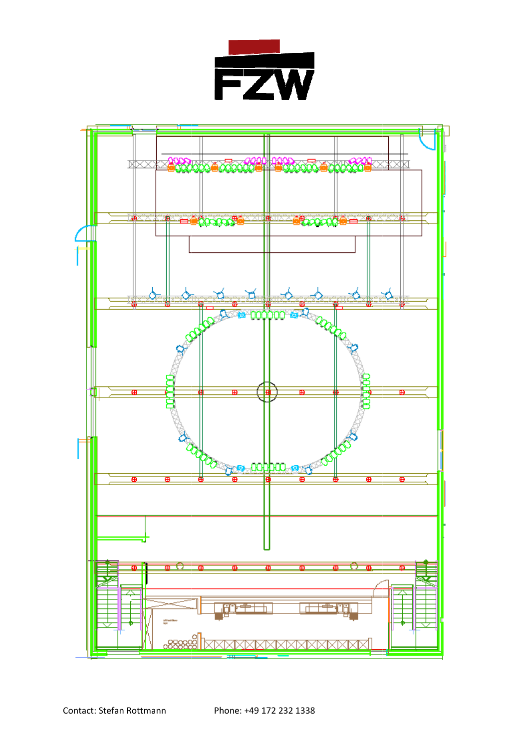FZW

Contact: Stefan Rottmann Phone: +49 172 232 1338